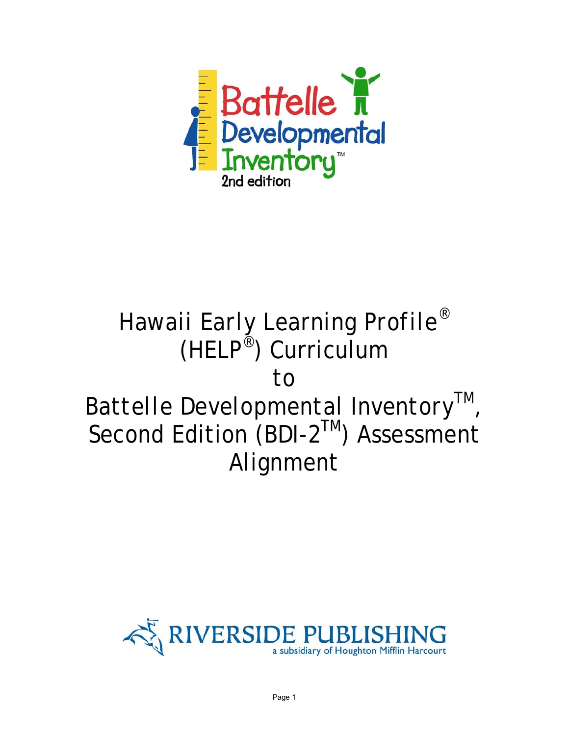Battelle Developmental Inventory™ 2nd edition

# Hawaii Early Learning Profile® (HELP®) Curriculum to Battelle Developmental Inventory™, Second Edition (BDI-2™) Assessment Alignment

RIVERSIDE PUBLISHING
a subsidiary of Houghton Mifflin Harcourt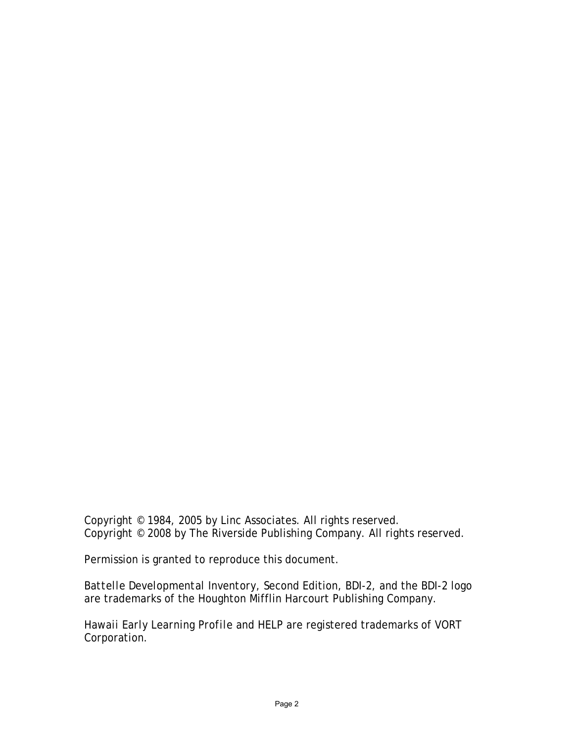Copyright © 1984, 2005 by Linc Associates. All rights reserved.
Copyright © 2008 by The Riverside Publishing Company. All rights reserved.

Permission is granted to reproduce this document.

*Battelle Developmental Inventory, Second Edition*, BDI-2, and the BDI-2 logo are trademarks of the Houghton Mifflin Harcourt Publishing Company.

*Hawaii Early Learning Profile* and HELP are registered trademarks of VORT Corporation.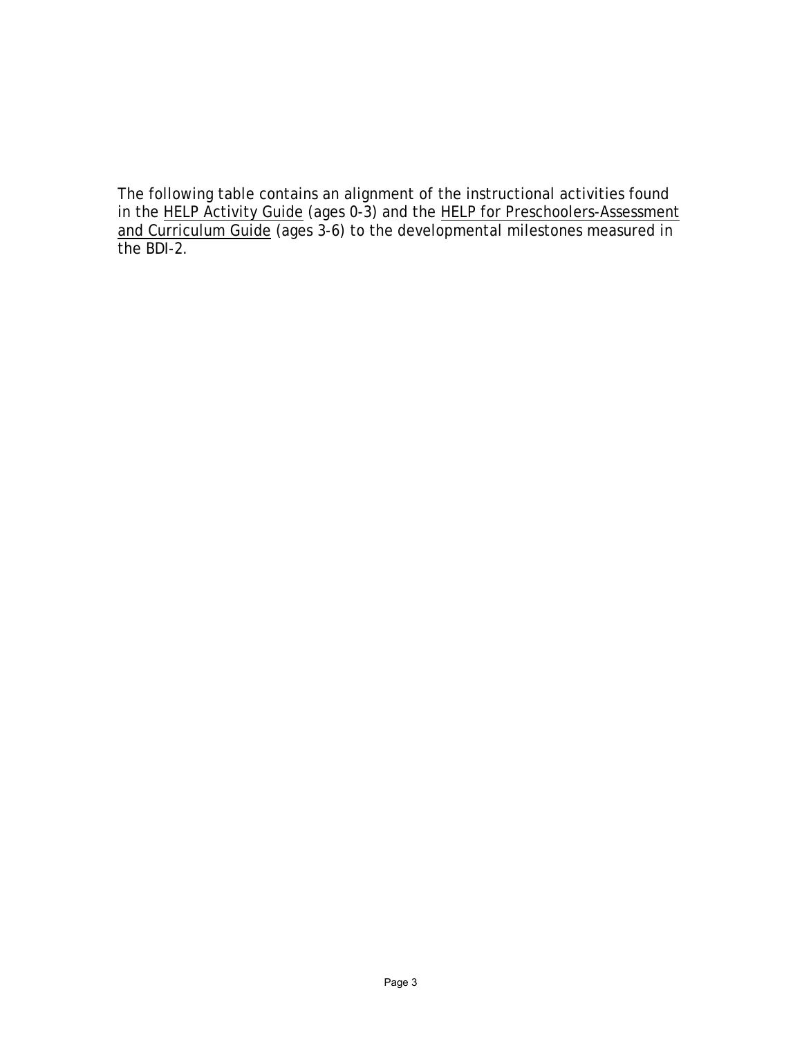The following table contains an alignment of the instructional activities found in the HELP Activity Guide (ages 0-3) and the HELP for Preschoolers-Assessment and Curriculum Guide (ages 3-6) to the developmental milestones measured in the BDI-2.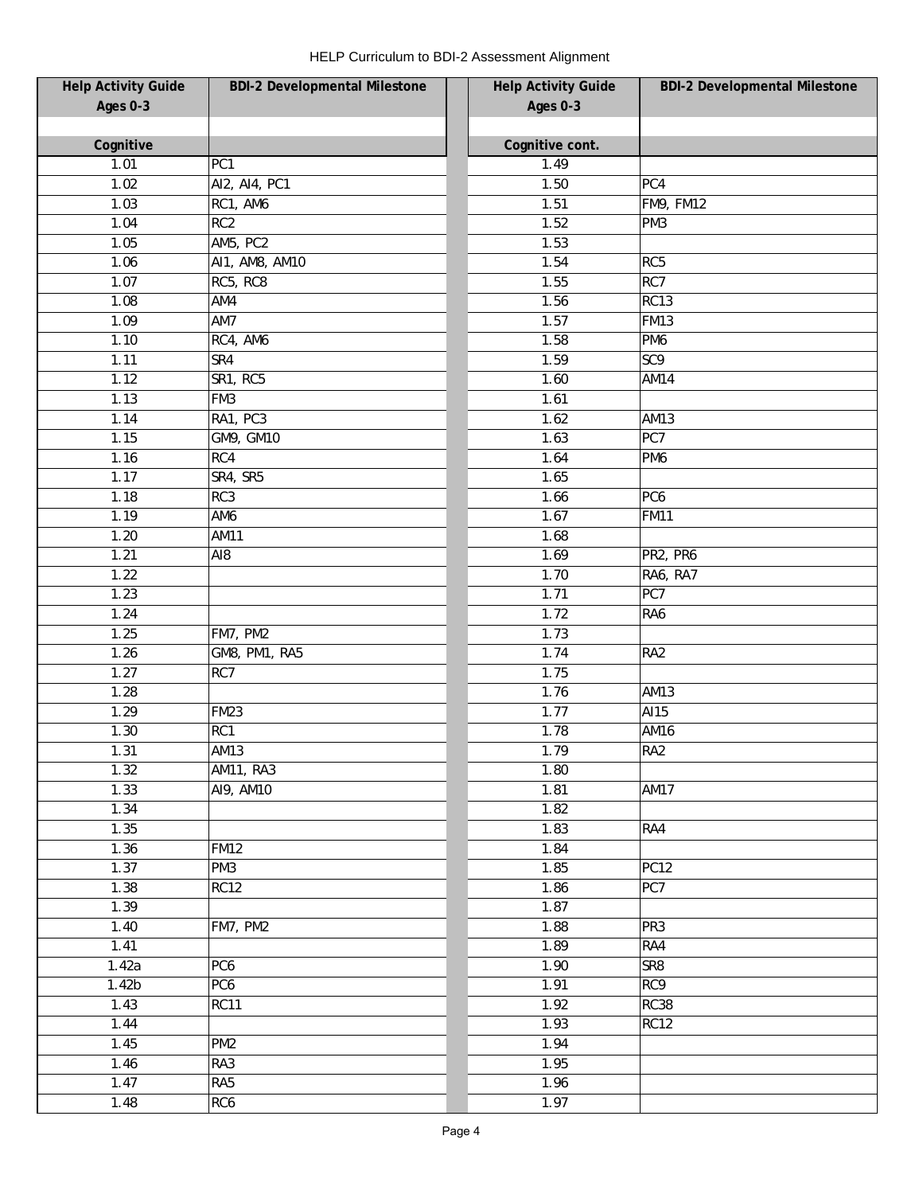| Help Activity Guide Ages 0-3 | BDI-2 Developmental Milestone | Help Activity Guide Ages 0-3 | BDI-2 Developmental Milestone |
|---|---|---|---|
| | | | |
| Cognitive | | Cognitive cont. | |
| 1.01 | PC1 | 1.49 | |
| 1.02 | AI2, AI4, PC1 | 1.50 | PC4 |
| 1.03 | RC1, AM6 | 1.51 | FM9, FM12 |
| 1.04 | RC2 | 1.52 | PM3 |
| 1.05 | AM5, PC2 | 1.53 | |
| 1.06 | AI1, AM8, AM10 | 1.54 | RC5 |
| 1.07 | RC5, RC8 | 1.55 | RC7 |
| 1.08 | AM4 | 1.56 | RC13 |
| 1.09 | AM7 | 1.57 | FM13 |
| 1.10 | RC4, AM6 | 1.58 | PM6 |
| 1.11 | SR4 | 1.59 | SC9 |
| 1.12 | SR1, RC5 | 1.60 | AM14 |
| 1.13 | FM3 | 1.61 | |
| 1.14 | RA1, PC3 | 1.62 | AM13 |
| 1.15 | GM9, GM10 | 1.63 | PC7 |
| 1.16 | RC4 | 1.64 | PM6 |
| 1.17 | SR4, SR5 | 1.65 | |
| 1.18 | RC3 | 1.66 | PC6 |
| 1.19 | AM6 | 1.67 | FM11 |
| 1.20 | AM11 | 1.68 | |
| 1.21 | AI8 | 1.69 | PR2, PR6 |
| 1.22 | | 1.70 | RA6, RA7 |
| 1.23 | | 1.71 | PC7 |
| 1.24 | | 1.72 | RA6 |
| 1.25 | FM7, PM2 | 1.73 | |
| 1.26 | GM8, PM1, RA5 | 1.74 | RA2 |
| 1.27 | RC7 | 1.75 | |
| 1.28 | | 1.76 | AM13 |
| 1.29 | FM23 | 1.77 | AI15 |
| 1.30 | RC1 | 1.78 | AM16 |
| 1.31 | AM13 | 1.79 | RA2 |
| 1.32 | AM11, RA3 | 1.80 | |
| 1.33 | AI9, AM10 | 1.81 | AM17 |
| 1.34 | | 1.82 | |
| 1.35 | | 1.83 | RA4 |
| 1.36 | FM12 | 1.84 | |
| 1.37 | PM3 | 1.85 | PC12 |
| 1.38 | RC12 | 1.86 | PC7 |
| 1.39 | | 1.87 | |
| 1.40 | FM7, PM2 | 1.88 | PR3 |
| 1.41 | | 1.89 | RA4 |
| 1.42a | PC6 | 1.90 | SR8 |
| 1.42b | PC6 | 1.91 | RC9 |
| 1.43 | RC11 | 1.92 | RC38 |
| 1.44 | | 1.93 | RC12 |
| 1.45 | PM2 | 1.94 | |
| 1.46 | RA3 | 1.95 | |
| 1.47 | RA5 | 1.96 | |
| 1.48 | RC6 | 1.97 | |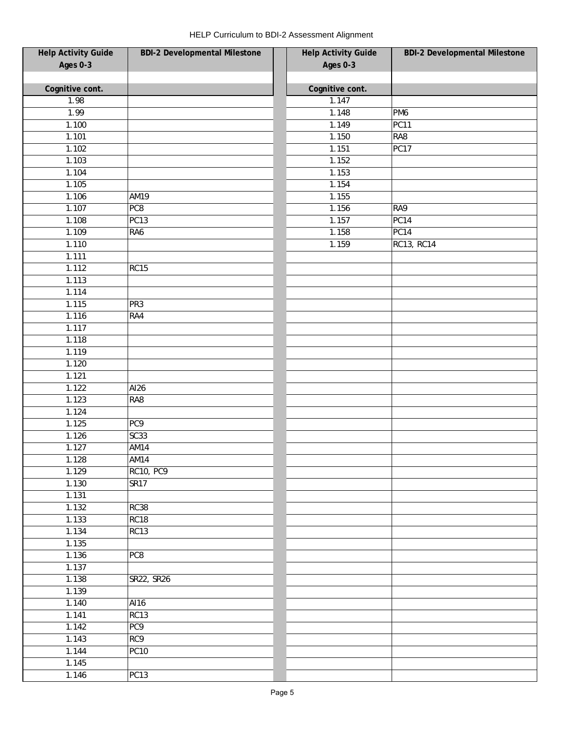| Help Activity Guide Ages 0-3 | BDI-2 Developmental Milestone | Help Activity Guide Ages 0-3 | BDI-2 Developmental Milestone |
|---|---|---|---|
| | | | |
| Cognitive cont. | | Cognitive cont. | |
| 1.98 | | 1.147 | |
| 1.99 | | 1.148 | PM6 |
| 1.100 | | 1.149 | PC11 |
| 1.101 | | 1.150 | RA8 |
| 1.102 | | 1.151 | PC17 |
| 1.103 | | 1.152 | |
| 1.104 | | 1.153 | |
| 1.105 | | 1.154 | |
| 1.106 | AM19 | 1.155 | |
| 1.107 | PC8 | 1.156 | RA9 |
| 1.108 | PC13 | 1.157 | PC14 |
| 1.109 | RA6 | 1.158 | PC14 |
| 1.110 | | 1.159 | RC13, RC14 |
| 1.111 | | | |
| 1.112 | RC15 | | |
| 1.113 | | | |
| 1.114 | | | |
| 1.115 | PR3 | | |
| 1.116 | RA4 | | |
| 1.117 | | | |
| 1.118 | | | |
| 1.119 | | | |
| 1.120 | | | |
| 1.121 | | | |
| 1.122 | AI26 | | |
| 1.123 | RA8 | | |
| 1.124 | | | |
| 1.125 | PC9 | | |
| 1.126 | SC33 | | |
| 1.127 | AM14 | | |
| 1.128 | AM14 | | |
| 1.129 | RC10, PC9 | | |
| 1.130 | SR17 | | |
| 1.131 | | | |
| 1.132 | RC38 | | |
| 1.133 | RC18 | | |
| 1.134 | RC13 | | |
| 1.135 | | | |
| 1.136 | PC8 | | |
| 1.137 | | | |
| 1.138 | SR22, SR26 | | |
| 1.139 | | | |
| 1.140 | AI16 | | |
| 1.141 | RC13 | | |
| 1.142 | PC9 | | |
| 1.143 | RC9 | | |
| 1.144 | PC10 | | |
| 1.145 | | | |
| 1.146 | PC13 | | |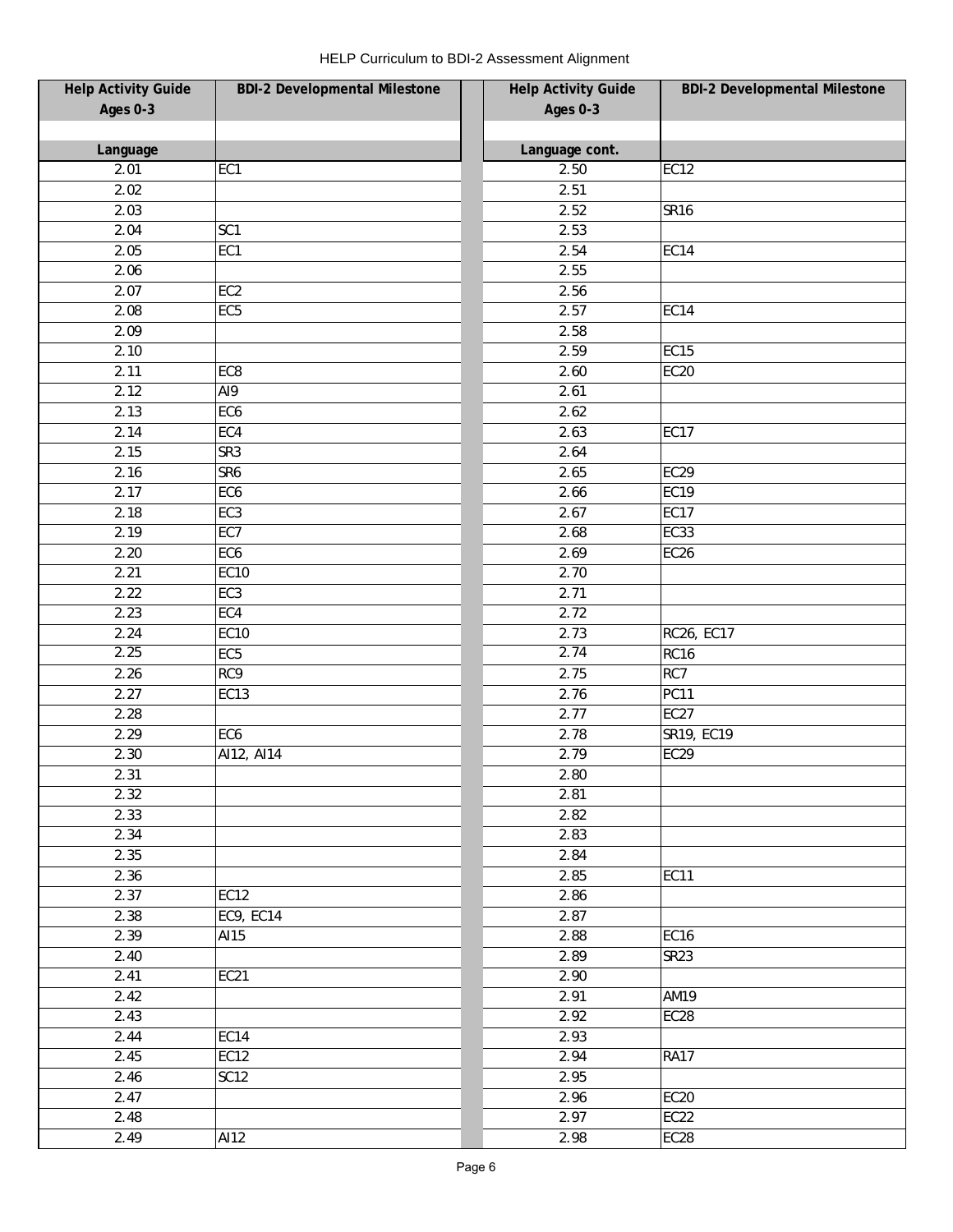| Help Activity Guide Ages 0-3 | BDI-2 Developmental Milestone | Help Activity Guide Ages 0-3 | BDI-2 Developmental Milestone |
|---|---|---|---|
| | | | |
| Language | | Language cont. | |
| 2.01 | EC1 | 2.50 | EC12 |
| 2.02 | | 2.51 | |
| 2.03 | | 2.52 | SR16 |
| 2.04 | SC1 | 2.53 | |
| 2.05 | EC1 | 2.54 | EC14 |
| 2.06 | | 2.55 | |
| 2.07 | EC2 | 2.56 | |
| 2.08 | EC5 | 2.57 | EC14 |
| 2.09 | | 2.58 | |
| 2.10 | | 2.59 | EC15 |
| 2.11 | EC8 | 2.60 | EC20 |
| 2.12 | AI9 | 2.61 | |
| 2.13 | EC6 | 2.62 | |
| 2.14 | EC4 | 2.63 | EC17 |
| 2.15 | SR3 | 2.64 | |
| 2.16 | SR6 | 2.65 | EC29 |
| 2.17 | EC6 | 2.66 | EC19 |
| 2.18 | EC3 | 2.67 | EC17 |
| 2.19 | EC7 | 2.68 | EC33 |
| 2.20 | EC6 | 2.69 | EC26 |
| 2.21 | EC10 | 2.70 | |
| 2.22 | EC3 | 2.71 | |
| 2.23 | EC4 | 2.72 | |
| 2.24 | EC10 | 2.73 | RC26, EC17 |
| 2.25 | EC5 | 2.74 | RC16 |
| 2.26 | RC9 | 2.75 | RC7 |
| 2.27 | EC13 | 2.76 | PC11 |
| 2.28 | | 2.77 | EC27 |
| 2.29 | EC6 | 2.78 | SR19, EC19 |
| 2.30 | AI12, AI14 | 2.79 | EC29 |
| 2.31 | | 2.80 | |
| 2.32 | | 2.81 | |
| 2.33 | | 2.82 | |
| 2.34 | | 2.83 | |
| 2.35 | | 2.84 | |
| 2.36 | | 2.85 | EC11 |
| 2.37 | EC12 | 2.86 | |
| 2.38 | EC9, EC14 | 2.87 | |
| 2.39 | AI15 | 2.88 | EC16 |
| 2.40 | | 2.89 | SR23 |
| 2.41 | EC21 | 2.90 | |
| 2.42 | | 2.91 | AM19 |
| 2.43 | | 2.92 | EC28 |
| 2.44 | EC14 | 2.93 | |
| 2.45 | EC12 | 2.94 | RA17 |
| 2.46 | SC12 | 2.95 | |
| 2.47 | | 2.96 | EC20 |
| 2.48 | | 2.97 | EC22 |
| 2.49 | AI12 | 2.98 | EC28 |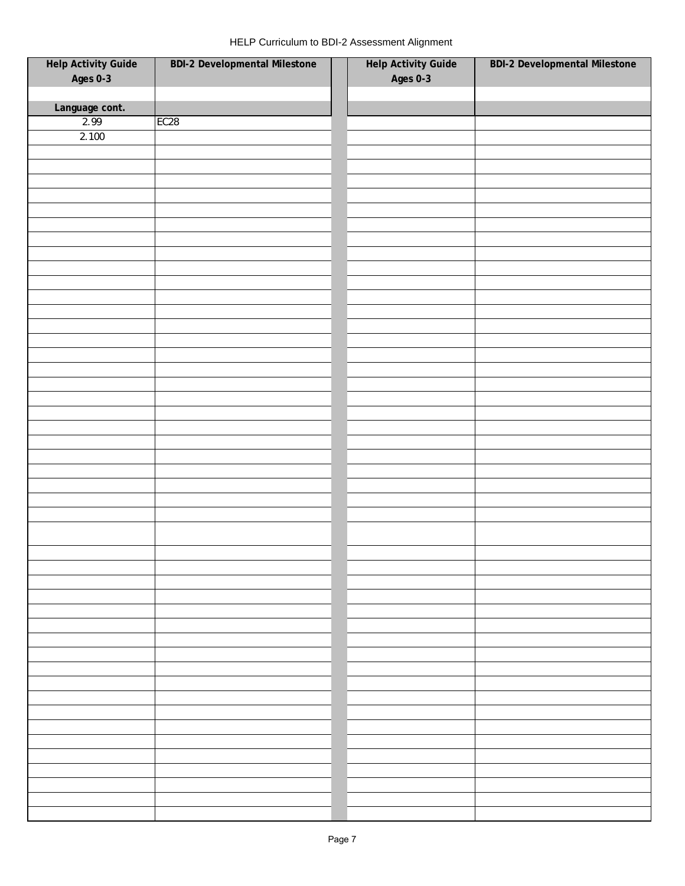HELP Curriculum to BDI-2 Assessment Alignment

| Help Activity Guide Ages 0-3 | BDI-2 Developmental Milestone | Help Activity Guide Ages 0-3 | BDI-2 Developmental Milestone |
|---|---|---|---|
| | | | |
| Language cont. | | | |
| 2.99 | EC28 | | |
| 2.100 | | | |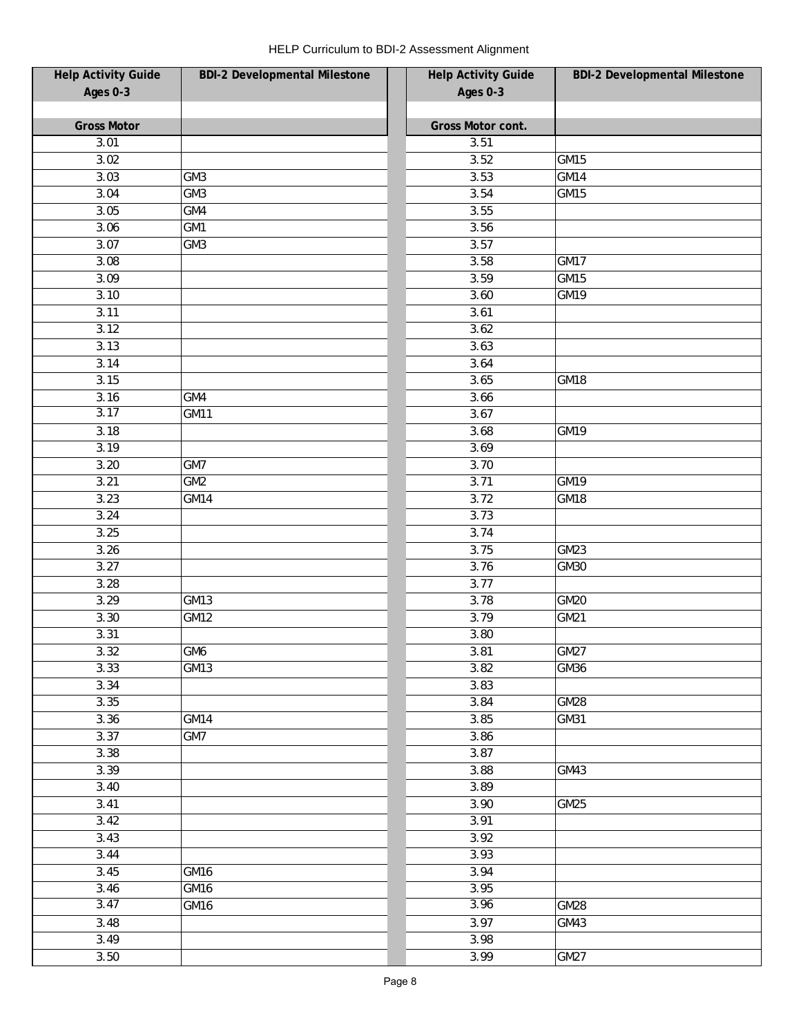# HELP Curriculum to BDI-2 Assessment Alignment

| Help Activity Guide Ages 0-3 | BDI-2 Developmental Milestone | Help Activity Guide Ages 0-3 | BDI-2 Developmental Milestone |
|---|---|---|---|
| | | | |
| **Gross Motor** | | **Gross Motor cont.** | |
| 3.01 | | 3.51 | |
| 3.02 | | 3.52 | GM15 |
| 3.03 | GM3 | 3.53 | GM14 |
| 3.04 | GM3 | 3.54 | GM15 |
| 3.05 | GM4 | 3.55 | |
| 3.06 | GM1 | 3.56 | |
| 3.07 | GM3 | 3.57 | |
| 3.08 | | 3.58 | GM17 |
| 3.09 | | 3.59 | GM15 |
| 3.10 | | 3.60 | GM19 |
| 3.11 | | 3.61 | |
| 3.12 | | 3.62 | |
| 3.13 | | 3.63 | |
| 3.14 | | 3.64 | |
| 3.15 | | 3.65 | GM18 |
| 3.16 | GM4 | 3.66 | |
| 3.17 | GM11 | 3.67 | |
| 3.18 | | 3.68 | GM19 |
| 3.19 | | 3.69 | |
| 3.20 | GM7 | 3.70 | |
| 3.21 | GM2 | 3.71 | GM19 |
| 3.23 | GM14 | 3.72 | GM18 |
| 3.24 | | 3.73 | |
| 3.25 | | 3.74 | |
| 3.26 | | 3.75 | GM23 |
| 3.27 | | 3.76 | GM30 |
| 3.28 | | 3.77 | |
| 3.29 | GM13 | 3.78 | GM20 |
| 3.30 | GM12 | 3.79 | GM21 |
| 3.31 | | 3.80 | |
| 3.32 | GM6 | 3.81 | GM27 |
| 3.33 | GM13 | 3.82 | GM36 |
| 3.34 | | 3.83 | |
| 3.35 | | 3.84 | GM28 |
| 3.36 | GM14 | 3.85 | GM31 |
| 3.37 | GM7 | 3.86 | |
| 3.38 | | 3.87 | |
| 3.39 | | 3.88 | GM43 |
| 3.40 | | 3.89 | |
| 3.41 | | 3.90 | GM25 |
| 3.42 | | 3.91 | |
| 3.43 | | 3.92 | |
| 3.44 | | 3.93 | |
| 3.45 | GM16 | 3.94 | |
| 3.46 | GM16 | 3.95 | |
| 3.47 | GM16 | 3.96 | GM28 |
| 3.48 | | 3.97 | GM43 |
| 3.49 | | 3.98 | |
| 3.50 | | 3.99 | GM27 |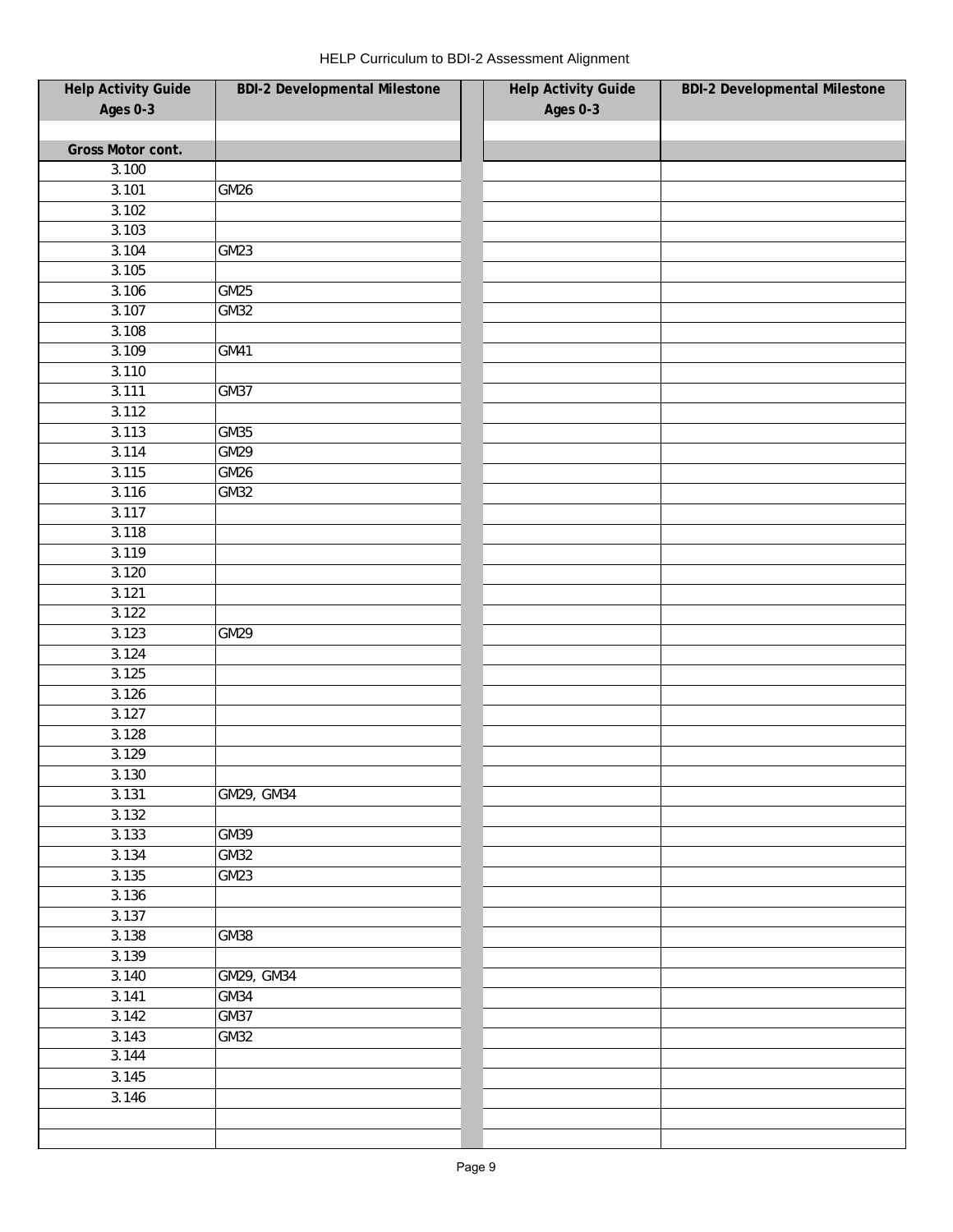| Help Activity Guide Ages 0-3 | BDI-2 Developmental Milestone | Help Activity Guide Ages 0-3 | BDI-2 Developmental Milestone |
|---|---|---|---|
| | | | |
| **Gross Motor cont.** | | | |
| 3.100 | | | |
| 3.101 | GM26 | | |
| 3.102 | | | |
| 3.103 | | | |
| 3.104 | GM23 | | |
| 3.105 | | | |
| 3.106 | GM25 | | |
| 3.107 | GM32 | | |
| 3.108 | | | |
| 3.109 | GM41 | | |
| 3.110 | | | |
| 3.111 | GM37 | | |
| 3.112 | | | |
| 3.113 | GM35 | | |
| 3.114 | GM29 | | |
| 3.115 | GM26 | | |
| 3.116 | GM32 | | |
| 3.117 | | | |
| 3.118 | | | |
| 3.119 | | | |
| 3.120 | | | |
| 3.121 | | | |
| 3.122 | | | |
| 3.123 | GM29 | | |
| 3.124 | | | |
| 3.125 | | | |
| 3.126 | | | |
| 3.127 | | | |
| 3.128 | | | |
| 3.129 | | | |
| 3.130 | | | |
| 3.131 | GM29, GM34 | | |
| 3.132 | | | |
| 3.133 | GM39 | | |
| 3.134 | GM32 | | |
| 3.135 | GM23 | | |
| 3.136 | | | |
| 3.137 | | | |
| 3.138 | GM38 | | |
| 3.139 | | | |
| 3.140 | GM29, GM34 | | |
| 3.141 | GM34 | | |
| 3.142 | GM37 | | |
| 3.143 | GM32 | | |
| 3.144 | | | |
| 3.145 | | | |
| 3.146 | | | |
| | | | |
| | | | |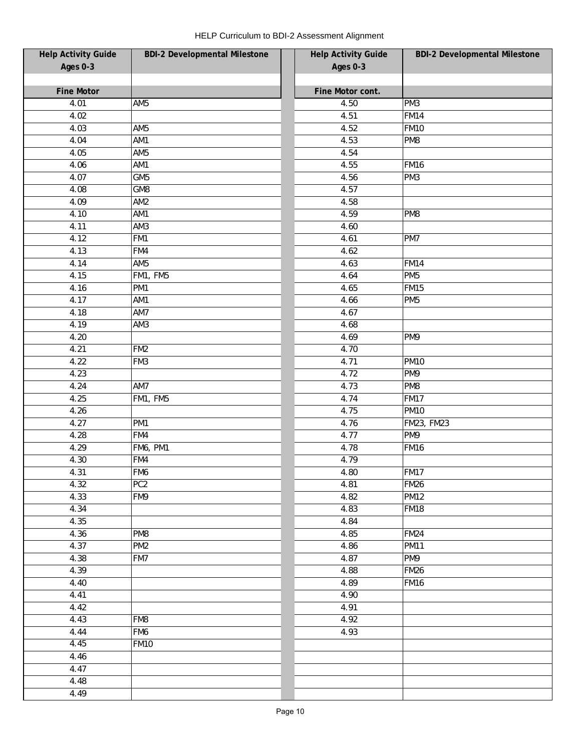HELP Curriculum to BDI-2 Assessment Alignment

| Help Activity Guide Ages 0-3 | BDI-2 Developmental Milestone | Help Activity Guide Ages 0-3 | BDI-2 Developmental Milestone |
|---|---|---|---|
| | | | |
| **Fine Motor** | | **Fine Motor cont.** | |
| 4.01 | AM5 | 4.50 | PM3 |
| 4.02 | | 4.51 | FM14 |
| 4.03 | AM5 | 4.52 | FM10 |
| 4.04 | AM1 | 4.53 | PM8 |
| 4.05 | AM5 | 4.54 | |
| 4.06 | AM1 | 4.55 | FM16 |
| 4.07 | GM5 | 4.56 | PM3 |
| 4.08 | GM8 | 4.57 | |
| 4.09 | AM2 | 4.58 | |
| 4.10 | AM1 | 4.59 | PM8 |
| 4.11 | AM3 | 4.60 | |
| 4.12 | FM1 | 4.61 | PM7 |
| 4.13 | FM4 | 4.62 | |
| 4.14 | AM5 | 4.63 | FM14 |
| 4.15 | FM1, FM5 | 4.64 | PM5 |
| 4.16 | PM1 | 4.65 | FM15 |
| 4.17 | AM1 | 4.66 | PM5 |
| 4.18 | AM7 | 4.67 | |
| 4.19 | AM3 | 4.68 | |
| 4.20 | | 4.69 | PM9 |
| 4.21 | FM2 | 4.70 | |
| 4.22 | FM3 | 4.71 | PM10 |
| 4.23 | | 4.72 | PM9 |
| 4.24 | AM7 | 4.73 | PM8 |
| 4.25 | FM1, FM5 | 4.74 | FM17 |
| 4.26 | | 4.75 | PM10 |
| 4.27 | PM1 | 4.76 | FM23, FM23 |
| 4.28 | FM4 | 4.77 | PM9 |
| 4.29 | FM6, PM1 | 4.78 | FM16 |
| 4.30 | FM4 | 4.79 | |
| 4.31 | FM6 | 4.80 | FM17 |
| 4.32 | PC2 | 4.81 | FM26 |
| 4.33 | FM9 | 4.82 | PM12 |
| 4.34 | | 4.83 | FM18 |
| 4.35 | | 4.84 | |
| 4.36 | PM8 | 4.85 | FM24 |
| 4.37 | PM2 | 4.86 | PM11 |
| 4.38 | FM7 | 4.87 | PM9 |
| 4.39 | | 4.88 | FM26 |
| 4.40 | | 4.89 | FM16 |
| 4.41 | | 4.90 | |
| 4.42 | | 4.91 | |
| 4.43 | FM8 | 4.92 | |
| 4.44 | FM6 | 4.93 | |
| 4.45 | FM10 | | |
| 4.46 | | | |
| 4.47 | | | |
| 4.48 | | | |
| 4.49 | | | |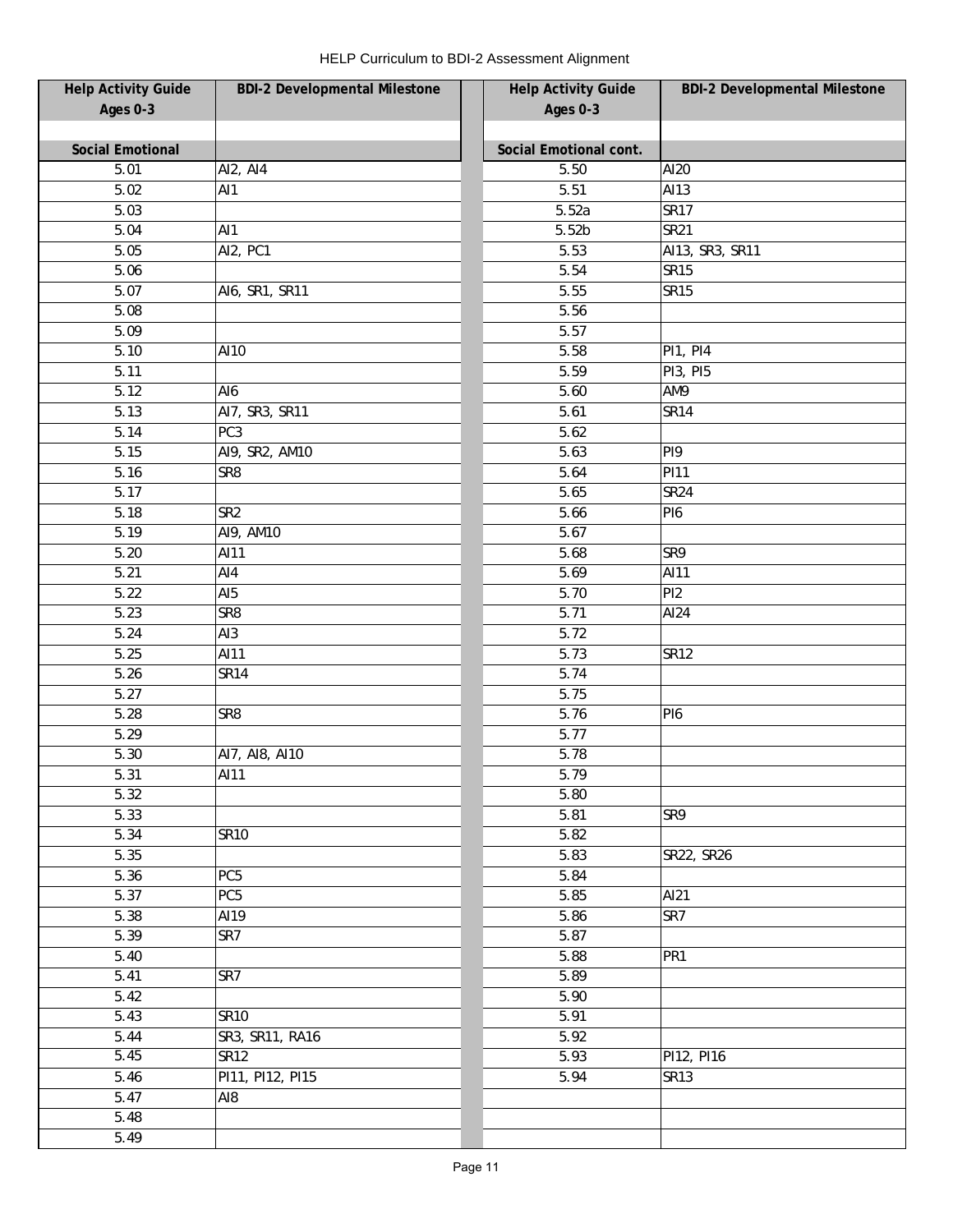HELP Curriculum to BDI-2 Assessment Alignment

| Help Activity Guide Ages 0-3 | BDI-2 Developmental Milestone |
|---|---|
| **Social Emotional** | |
| 5.01 | AI2, AI4 |
| 5.02 | AI1 |
| 5.03 | |
| 5.04 | AI1 |
| 5.05 | AI2, PC1 |
| 5.06 | |
| 5.07 | AI6, SR1, SR11 |
| 5.08 | |
| 5.09 | |
| 5.10 | AI10 |
| 5.11 | |
| 5.12 | AI6 |
| 5.13 | AI7, SR3, SR11 |
| 5.14 | PC3 |
| 5.15 | AI9, SR2, AM10 |
| 5.16 | SR8 |
| 5.17 | |
| 5.18 | SR2 |
| 5.19 | AI9, AM10 |
| 5.20 | AI11 |
| 5.21 | AI4 |
| 5.22 | AI5 |
| 5.23 | SR8 |
| 5.24 | AI3 |
| 5.25 | AI11 |
| 5.26 | SR14 |
| 5.27 | |
| 5.28 | SR8 |
| 5.29 | |
| 5.30 | AI7, AI8, AI10 |
| 5.31 | AI11 |
| 5.32 | |
| 5.33 | |
| 5.34 | SR10 |
| 5.35 | |
| 5.36 | PC5 |
| 5.37 | PC5 |
| 5.38 | AI19 |
| 5.39 | SR7 |
| 5.40 | |
| 5.41 | SR7 |
| 5.42 | |
| 5.43 | SR10 |
| 5.44 | SR3, SR11, RA16 |
| 5.45 | SR12 |
| 5.46 | PI11, PI12, PI15 |
| 5.47 | AI8 |
| 5.48 | |
| 5.49 | |

| Help Activity Guide Ages 0-3 | BDI-2 Developmental Milestone |
|---|---|
| **Social Emotional cont.** | |
| 5.50 | AI20 |
| 5.51 | AI13 |
| 5.52a | SR17 |
| 5.52b | SR21 |
| 5.53 | AI13, SR3, SR11 |
| 5.54 | SR15 |
| 5.55 | SR15 |
| 5.56 | |
| 5.57 | |
| 5.58 | PI1, PI4 |
| 5.59 | PI3, PI5 |
| 5.60 | AM9 |
| 5.61 | SR14 |
| 5.62 | |
| 5.63 | PI9 |
| 5.64 | PI11 |
| 5.65 | SR24 |
| 5.66 | PI6 |
| 5.67 | |
| 5.68 | SR9 |
| 5.69 | AI11 |
| 5.70 | PI2 |
| 5.71 | AI24 |
| 5.72 | |
| 5.73 | SR12 |
| 5.74 | |
| 5.75 | |
| 5.76 | PI6 |
| 5.77 | |
| 5.78 | |
| 5.79 | |
| 5.80 | |
| 5.81 | SR9 |
| 5.82 | |
| 5.83 | SR22, SR26 |
| 5.84 | |
| 5.85 | AI21 |
| 5.86 | SR7 |
| 5.87 | |
| 5.88 | PR1 |
| 5.89 | |
| 5.90 | |
| 5.91 | |
| 5.92 | |
| 5.93 | PI12, PI16 |
| 5.94 | SR13 |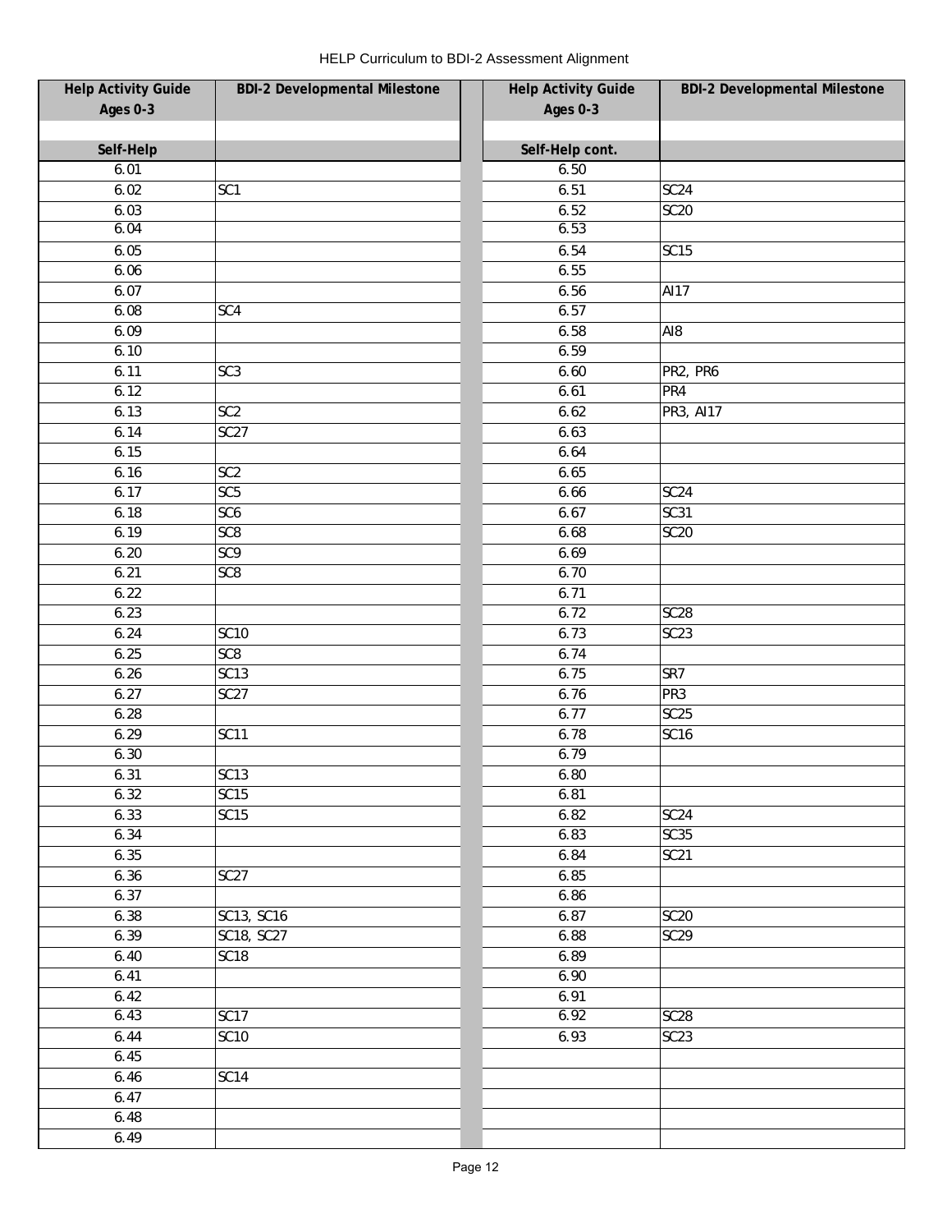HELP Curriculum to BDI-2 Assessment Alignment

| Help Activity Guide Ages 0-3 | BDI-2 Developmental Milestone | Help Activity Guide Ages 0-3 | BDI-2 Developmental Milestone |
|---|---|---|---|
| | | | |
| Self-Help | | Self-Help cont. | |
| 6.01 | | 6.50 | |
| 6.02 | SC1 | 6.51 | SC24 |
| 6.03 | | 6.52 | SC20 |
| 6.04 | | 6.53 | |
| 6.05 | | 6.54 | SC15 |
| 6.06 | | 6.55 | |
| 6.07 | | 6.56 | AI17 |
| 6.08 | SC4 | 6.57 | |
| 6.09 | | 6.58 | AI8 |
| 6.10 | | 6.59 | |
| 6.11 | SC3 | 6.60 | PR2, PR6 |
| 6.12 | | 6.61 | PR4 |
| 6.13 | SC2 | 6.62 | PR3, AI17 |
| 6.14 | SC27 | 6.63 | |
| 6.15 | | 6.64 | |
| 6.16 | SC2 | 6.65 | |
| 6.17 | SC5 | 6.66 | SC24 |
| 6.18 | SC6 | 6.67 | SC31 |
| 6.19 | SC8 | 6.68 | SC20 |
| 6.20 | SC9 | 6.69 | |
| 6.21 | SC8 | 6.70 | |
| 6.22 | | 6.71 | |
| 6.23 | | 6.72 | SC28 |
| 6.24 | SC10 | 6.73 | SC23 |
| 6.25 | SC8 | 6.74 | |
| 6.26 | SC13 | 6.75 | SR7 |
| 6.27 | SC27 | 6.76 | PR3 |
| 6.28 | | 6.77 | SC25 |
| 6.29 | SC11 | 6.78 | SC16 |
| 6.30 | | 6.79 | |
| 6.31 | SC13 | 6.80 | |
| 6.32 | SC15 | 6.81 | |
| 6.33 | SC15 | 6.82 | SC24 |
| 6.34 | | 6.83 | SC35 |
| 6.35 | | 6.84 | SC21 |
| 6.36 | SC27 | 6.85 | |
| 6.37 | | 6.86 | |
| 6.38 | SC13, SC16 | 6.87 | SC20 |
| 6.39 | SC18, SC27 | 6.88 | SC29 |
| 6.40 | SC18 | 6.89 | |
| 6.41 | | 6.90 | |
| 6.42 | | 6.91 | |
| 6.43 | SC17 | 6.92 | SC28 |
| 6.44 | SC10 | 6.93 | SC23 |
| 6.45 | | | |
| 6.46 | SC14 | | |
| 6.47 | | | |
| 6.48 | | | |
| 6.49 | | | |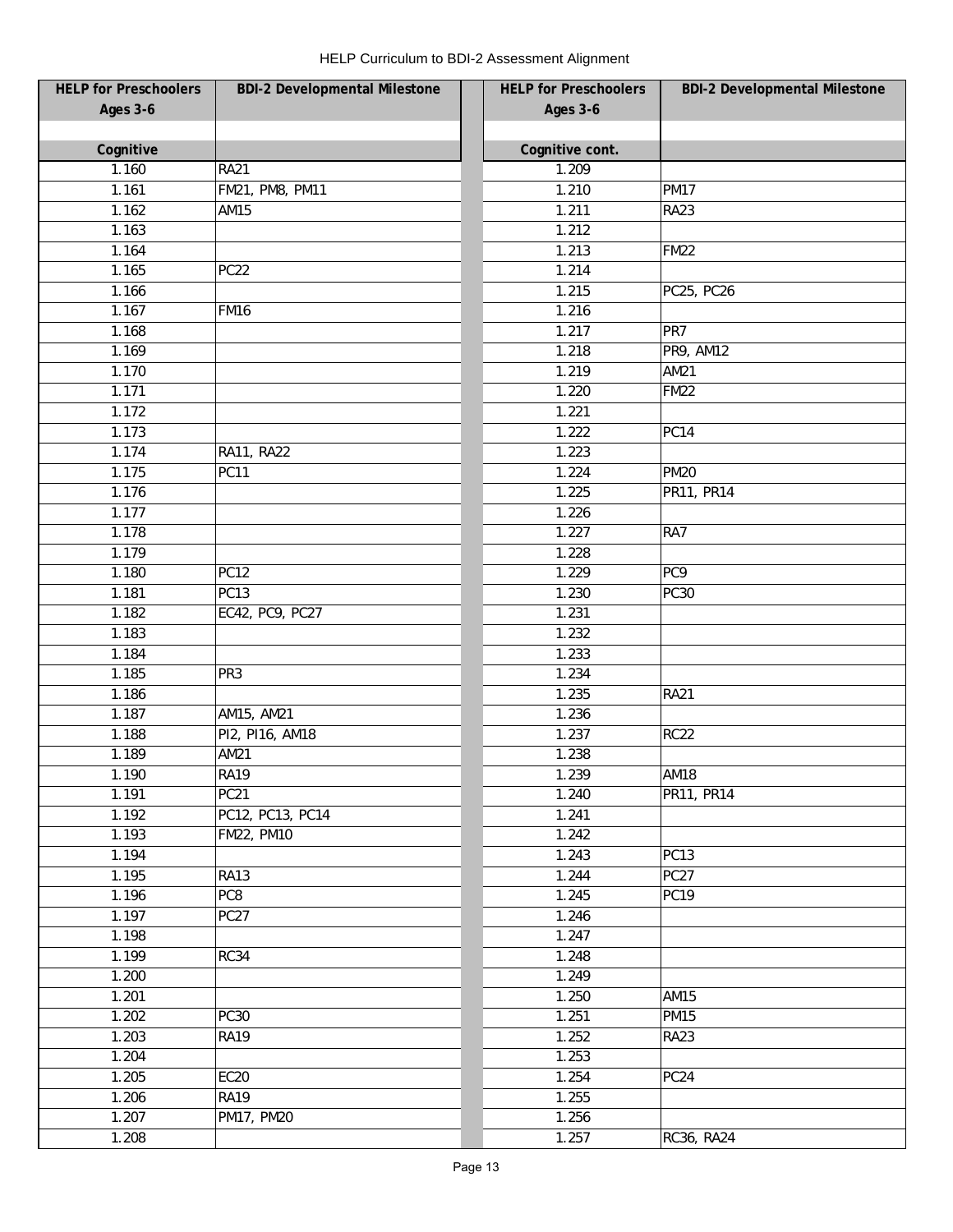HELP Curriculum to BDI-2 Assessment Alignment

| HELP for Preschoolers Ages 3-6 | BDI-2 Developmental Milestone | | HELP for Preschoolers Ages 3-6 | BDI-2 Developmental Milestone |
|---|---|---|---|---|
| | | | | |
| **Cognitive** | | | **Cognitive cont.** | |
| 1.160 | RA21 | | 1.209 | |
| 1.161 | FM21, PM8, PM11 | | 1.210 | PM17 |
| 1.162 | AM15 | | 1.211 | RA23 |
| 1.163 | | | 1.212 | |
| 1.164 | | | 1.213 | FM22 |
| 1.165 | PC22 | | 1.214 | |
| 1.166 | | | 1.215 | PC25, PC26 |
| 1.167 | FM16 | | 1.216 | |
| 1.168 | | | 1.217 | PR7 |
| 1.169 | | | 1.218 | PR9, AM12 |
| 1.170 | | | 1.219 | AM21 |
| 1.171 | | | 1.220 | FM22 |
| 1.172 | | | 1.221 | |
| 1.173 | | | 1.222 | PC14 |
| 1.174 | RA11, RA22 | | 1.223 | |
| 1.175 | PC11 | | 1.224 | PM20 |
| 1.176 | | | 1.225 | PR11, PR14 |
| 1.177 | | | 1.226 | |
| 1.178 | | | 1.227 | RA7 |
| 1.179 | | | 1.228 | |
| 1.180 | PC12 | | 1.229 | PC9 |
| 1.181 | PC13 | | 1.230 | PC30 |
| 1.182 | EC42, PC9, PC27 | | 1.231 | |
| 1.183 | | | 1.232 | |
| 1.184 | | | 1.233 | |
| 1.185 | PR3 | | 1.234 | |
| 1.186 | | | 1.235 | RA21 |
| 1.187 | AM15, AM21 | | 1.236 | |
| 1.188 | PI2, PI16, AM18 | | 1.237 | RC22 |
| 1.189 | AM21 | | 1.238 | |
| 1.190 | RA19 | | 1.239 | AM18 |
| 1.191 | PC21 | | 1.240 | PR11, PR14 |
| 1.192 | PC12, PC13, PC14 | | 1.241 | |
| 1.193 | FM22, PM10 | | 1.242 | |
| 1.194 | | | 1.243 | PC13 |
| 1.195 | RA13 | | 1.244 | PC27 |
| 1.196 | PC8 | | 1.245 | PC19 |
| 1.197 | PC27 | | 1.246 | |
| 1.198 | | | 1.247 | |
| 1.199 | RC34 | | 1.248 | |
| 1.200 | | | 1.249 | |
| 1.201 | | | 1.250 | AM15 |
| 1.202 | PC30 | | 1.251 | PM15 |
| 1.203 | RA19 | | 1.252 | RA23 |
| 1.204 | | | 1.253 | |
| 1.205 | EC20 | | 1.254 | PC24 |
| 1.206 | RA19 | | 1.255 | |
| 1.207 | PM17, PM20 | | 1.256 | |
| 1.208 | | | 1.257 | RC36, RA24 |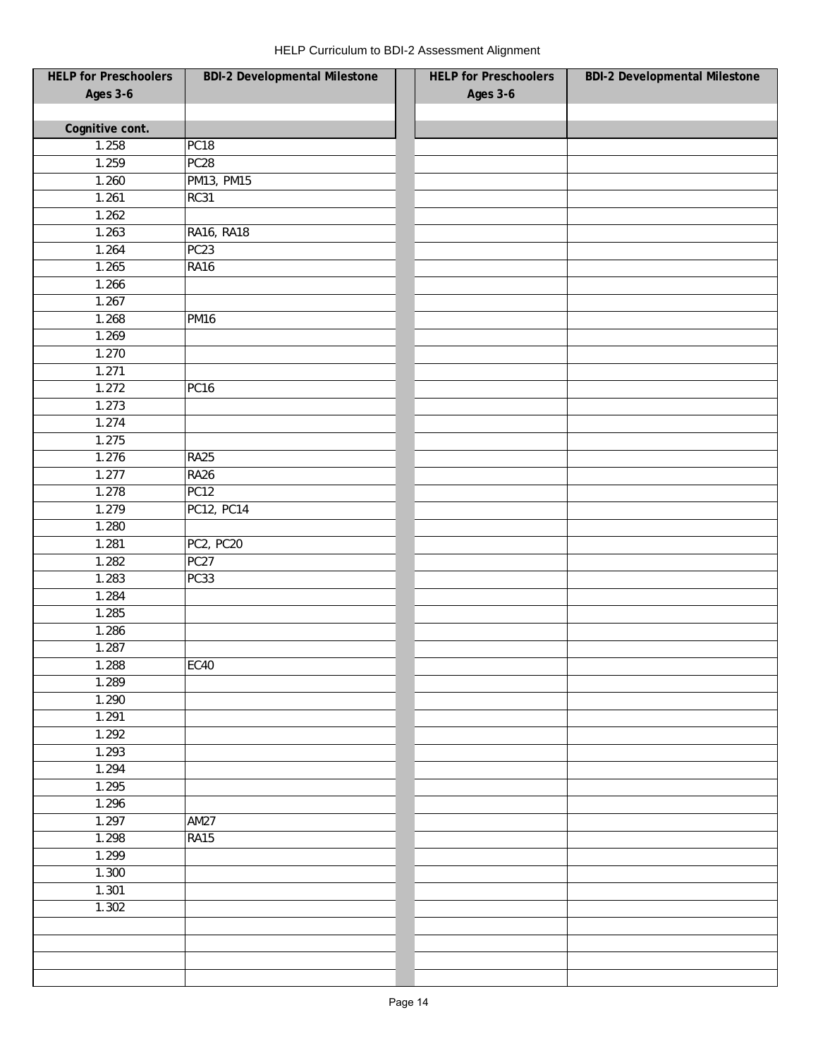HELP Curriculum to BDI-2 Assessment Alignment

| HELP for Preschoolers Ages 3-6 | BDI-2 Developmental Milestone | | HELP for Preschoolers Ages 3-6 | BDI-2 Developmental Milestone |
|---|---|---|---|---|
| | | | | |
| **Cognitive cont.** | | | | |
| 1.258 | PC18 | | | |
| 1.259 | PC28 | | | |
| 1.260 | PM13, PM15 | | | |
| 1.261 | RC31 | | | |
| 1.262 | | | | |
| 1.263 | RA16, RA18 | | | |
| 1.264 | PC23 | | | |
| 1.265 | RA16 | | | |
| 1.266 | | | | |
| 1.267 | | | | |
| 1.268 | PM16 | | | |
| 1.269 | | | | |
| 1.270 | | | | |
| 1.271 | | | | |
| 1.272 | PC16 | | | |
| 1.273 | | | | |
| 1.274 | | | | |
| 1.275 | | | | |
| 1.276 | RA25 | | | |
| 1.277 | RA26 | | | |
| 1.278 | PC12 | | | |
| 1.279 | PC12, PC14 | | | |
| 1.280 | | | | |
| 1.281 | PC2, PC20 | | | |
| 1.282 | PC27 | | | |
| 1.283 | PC33 | | | |
| 1.284 | | | | |
| 1.285 | | | | |
| 1.286 | | | | |
| 1.287 | | | | |
| 1.288 | EC40 | | | |
| 1.289 | | | | |
| 1.290 | | | | |
| 1.291 | | | | |
| 1.292 | | | | |
| 1.293 | | | | |
| 1.294 | | | | |
| 1.295 | | | | |
| 1.296 | | | | |
| 1.297 | AM27 | | | |
| 1.298 | RA15 | | | |
| 1.299 | | | | |
| 1.300 | | | | |
| 1.301 | | | | |
| 1.302 | | | | |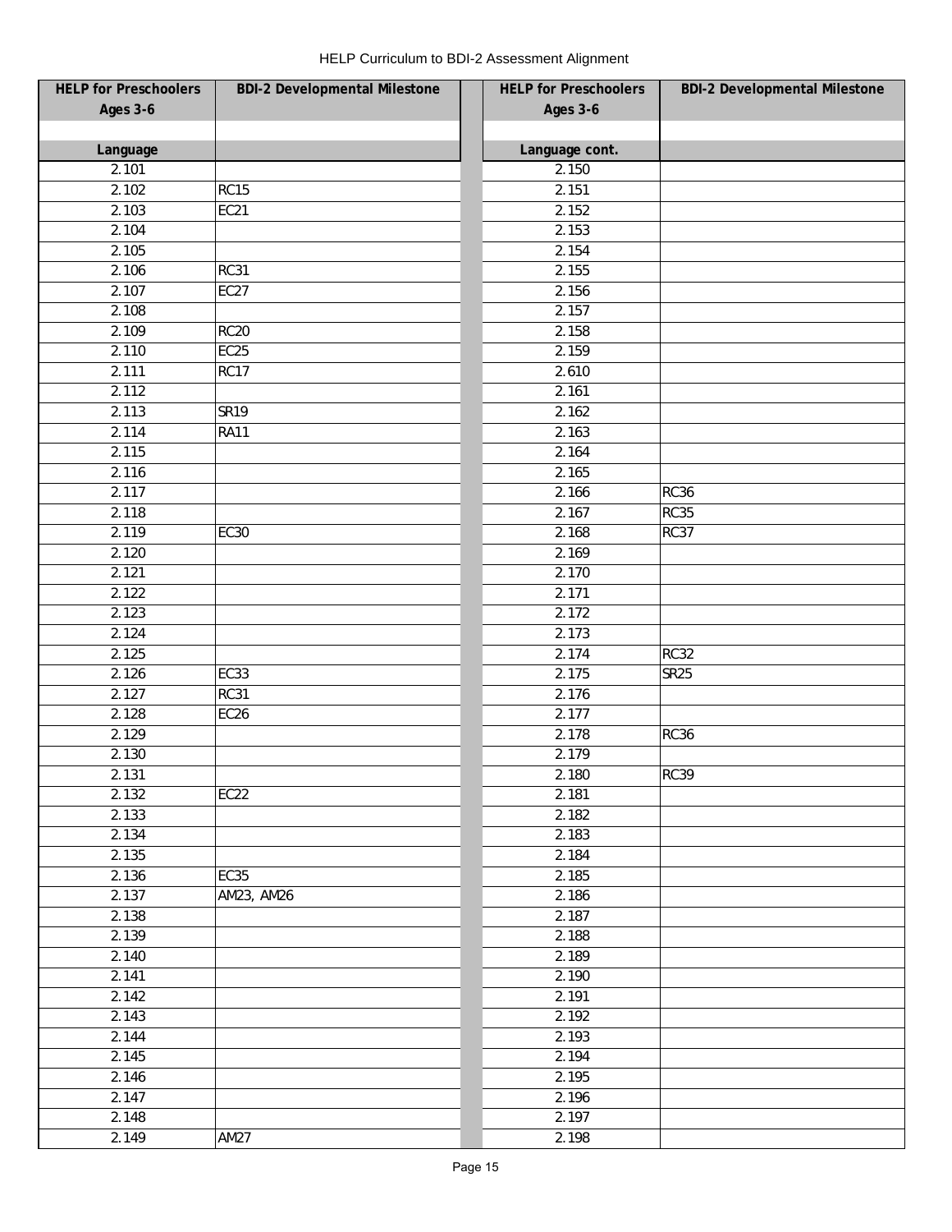HELP Curriculum to BDI-2 Assessment Alignment

| HELP for Preschoolers Ages 3-6 | BDI-2 Developmental Milestone | | HELP for Preschoolers Ages 3-6 | BDI-2 Developmental Milestone |
|---|---|---|---|---|
| | | | | |
| Language | | | Language cont. | |
| 2.101 | | | 2.150 | |
| 2.102 | RC15 | | 2.151 | |
| 2.103 | EC21 | | 2.152 | |
| 2.104 | | | 2.153 | |
| 2.105 | | | 2.154 | |
| 2.106 | RC31 | | 2.155 | |
| 2.107 | EC27 | | 2.156 | |
| 2.108 | | | 2.157 | |
| 2.109 | RC20 | | 2.158 | |
| 2.110 | EC25 | | 2.159 | |
| 2.111 | RC17 | | 2.610 | |
| 2.112 | | | 2.161 | |
| 2.113 | SR19 | | 2.162 | |
| 2.114 | RA11 | | 2.163 | |
| 2.115 | | | 2.164 | |
| 2.116 | | | 2.165 | |
| 2.117 | | | 2.166 | RC36 |
| 2.118 | | | 2.167 | RC35 |
| 2.119 | EC30 | | 2.168 | RC37 |
| 2.120 | | | 2.169 | |
| 2.121 | | | 2.170 | |
| 2.122 | | | 2.171 | |
| 2.123 | | | 2.172 | |
| 2.124 | | | 2.173 | |
| 2.125 | | | 2.174 | RC32 |
| 2.126 | EC33 | | 2.175 | SR25 |
| 2.127 | RC31 | | 2.176 | |
| 2.128 | EC26 | | 2.177 | |
| 2.129 | | | 2.178 | RC36 |
| 2.130 | | | 2.179 | |
| 2.131 | | | 2.180 | RC39 |
| 2.132 | EC22 | | 2.181 | |
| 2.133 | | | 2.182 | |
| 2.134 | | | 2.183 | |
| 2.135 | | | 2.184 | |
| 2.136 | EC35 | | 2.185 | |
| 2.137 | AM23, AM26 | | 2.186 | |
| 2.138 | | | 2.187 | |
| 2.139 | | | 2.188 | |
| 2.140 | | | 2.189 | |
| 2.141 | | | 2.190 | |
| 2.142 | | | 2.191 | |
| 2.143 | | | 2.192 | |
| 2.144 | | | 2.193 | |
| 2.145 | | | 2.194 | |
| 2.146 | | | 2.195 | |
| 2.147 | | | 2.196 | |
| 2.148 | | | 2.197 | |
| 2.149 | AM27 | | 2.198 | |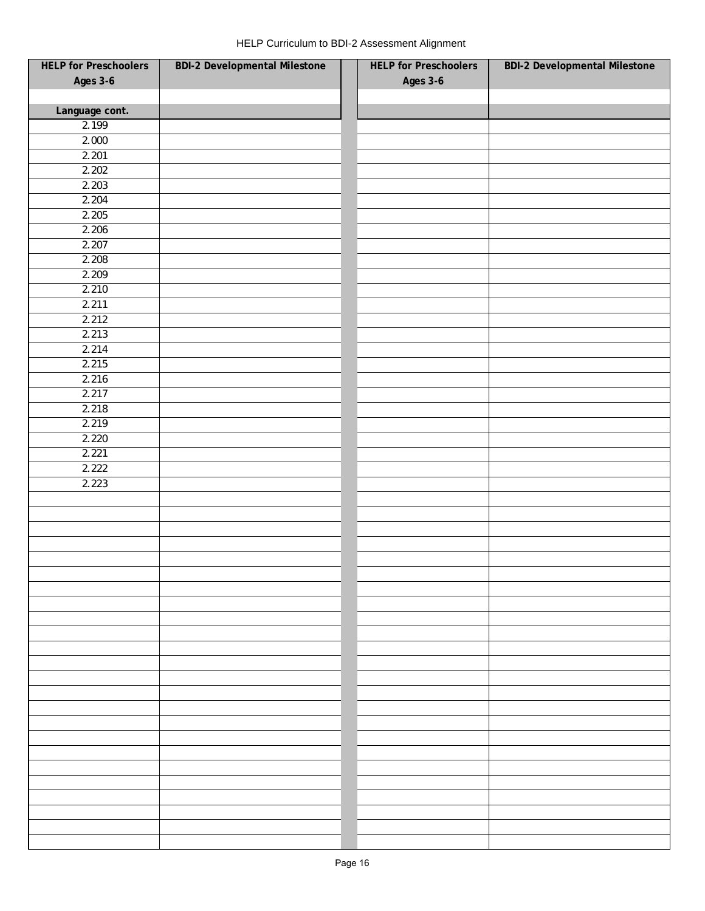| HELP for Preschoolers Ages 3-6 | BDI-2 Developmental Milestone | | HELP for Preschoolers Ages 3-6 | BDI-2 Developmental Milestone |
|---|---|---|---|---|
| | | | | |
| Language cont. | | | | |
| 2.199 | | | | |
| 2.000 | | | | |
| 2.201 | | | | |
| 2.202 | | | | |
| 2.203 | | | | |
| 2.204 | | | | |
| 2.205 | | | | |
| 2.206 | | | | |
| 2.207 | | | | |
| 2.208 | | | | |
| 2.209 | | | | |
| 2.210 | | | | |
| 2.211 | | | | |
| 2.212 | | | | |
| 2.213 | | | | |
| 2.214 | | | | |
| 2.215 | | | | |
| 2.216 | | | | |
| 2.217 | | | | |
| 2.218 | | | | |
| 2.219 | | | | |
| 2.220 | | | | |
| 2.221 | | | | |
| 2.222 | | | | |
| 2.223 | | | | |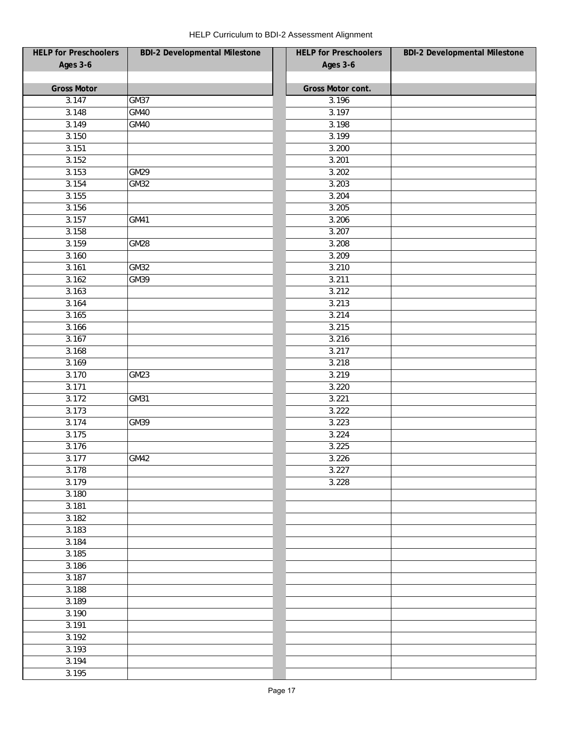HELP Curriculum to BDI-2 Assessment Alignment

| HELP for Preschoolers Ages 3-6 | BDI-2 Developmental Milestone | HELP for Preschoolers Ages 3-6 | BDI-2 Developmental Milestone |
|---|---|---|---|
| | | | |
| **Gross Motor** | | **Gross Motor cont.** | |
| 3.147 | GM37 | 3.196 | |
| 3.148 | GM40 | 3.197 | |
| 3.149 | GM40 | 3.198 | |
| 3.150 | | 3.199 | |
| 3.151 | | 3.200 | |
| 3.152 | | 3.201 | |
| 3.153 | GM29 | 3.202 | |
| 3.154 | GM32 | 3.203 | |
| 3.155 | | 3.204 | |
| 3.156 | | 3.205 | |
| 3.157 | GM41 | 3.206 | |
| 3.158 | | 3.207 | |
| 3.159 | GM28 | 3.208 | |
| 3.160 | | 3.209 | |
| 3.161 | GM32 | 3.210 | |
| 3.162 | GM39 | 3.211 | |
| 3.163 | | 3.212 | |
| 3.164 | | 3.213 | |
| 3.165 | | 3.214 | |
| 3.166 | | 3.215 | |
| 3.167 | | 3.216 | |
| 3.168 | | 3.217 | |
| 3.169 | | 3.218 | |
| 3.170 | GM23 | 3.219 | |
| 3.171 | | 3.220 | |
| 3.172 | GM31 | 3.221 | |
| 3.173 | | 3.222 | |
| 3.174 | GM39 | 3.223 | |
| 3.175 | | 3.224 | |
| 3.176 | | 3.225 | |
| 3.177 | GM42 | 3.226 | |
| 3.178 | | 3.227 | |
| 3.179 | | 3.228 | |
| 3.180 | | | |
| 3.181 | | | |
| 3.182 | | | |
| 3.183 | | | |
| 3.184 | | | |
| 3.185 | | | |
| 3.186 | | | |
| 3.187 | | | |
| 3.188 | | | |
| 3.189 | | | |
| 3.190 | | | |
| 3.191 | | | |
| 3.192 | | | |
| 3.193 | | | |
| 3.194 | | | |
| 3.195 | | | |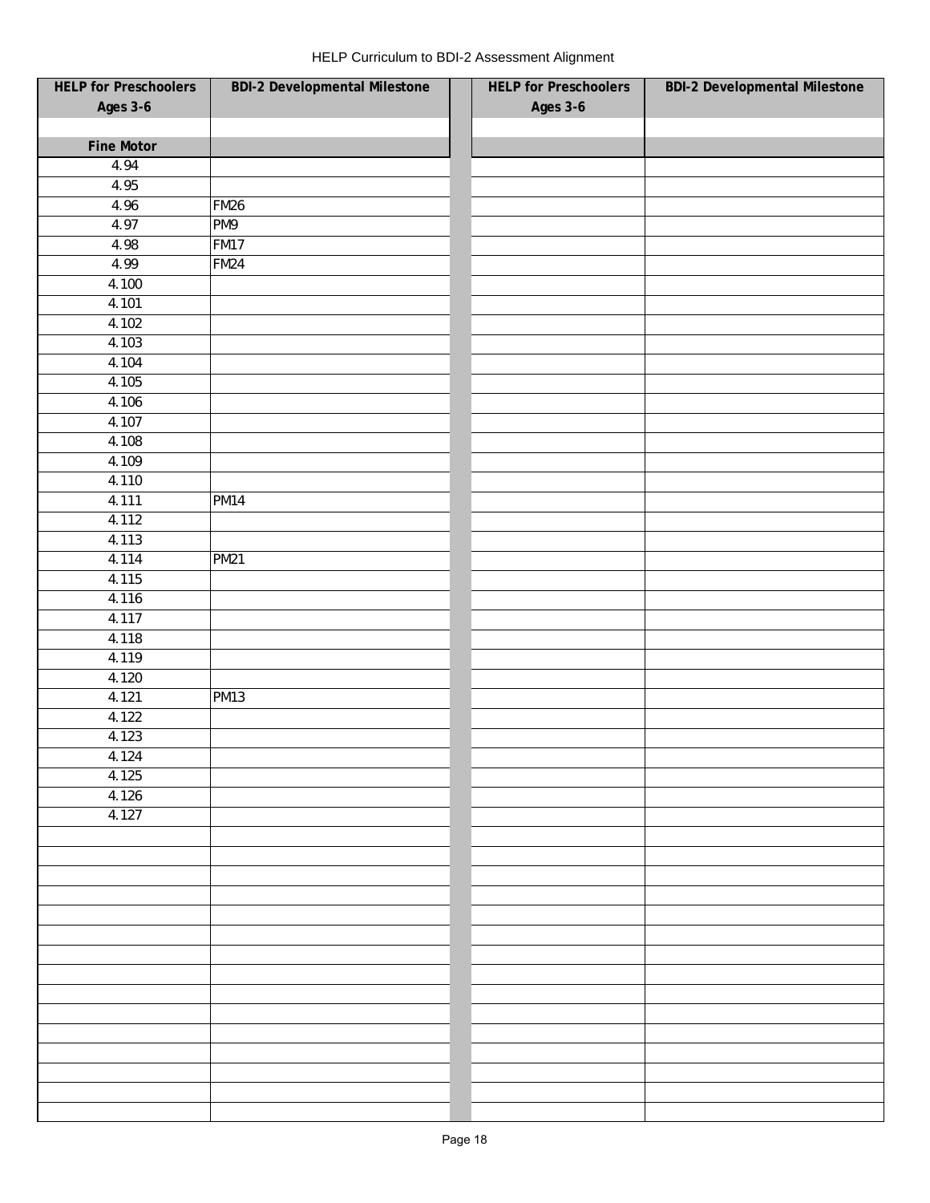HELP Curriculum to BDI-2 Assessment Alignment

| HELP for Preschoolers Ages 3-6 | BDI-2 Developmental Milestone | HELP for Preschoolers Ages 3-6 | BDI-2 Developmental Milestone |
|---|---|---|---|
| | | | |
| **Fine Motor** | | | |
| 4.94 | | | |
| 4.95 | | | |
| 4.96 | FM26 | | |
| 4.97 | PM9 | | |
| 4.98 | FM17 | | |
| 4.99 | FM24 | | |
| 4.100 | | | |
| 4.101 | | | |
| 4.102 | | | |
| 4.103 | | | |
| 4.104 | | | |
| 4.105 | | | |
| 4.106 | | | |
| 4.107 | | | |
| 4.108 | | | |
| 4.109 | | | |
| 4.110 | | | |
| 4.111 | PM14 | | |
| 4.112 | | | |
| 4.113 | | | |
| 4.114 | PM21 | | |
| 4.115 | | | |
| 4.116 | | | |
| 4.117 | | | |
| 4.118 | | | |
| 4.119 | | | |
| 4.120 | | | |
| 4.121 | PM13 | | |
| 4.122 | | | |
| 4.123 | | | |
| 4.124 | | | |
| 4.125 | | | |
| 4.126 | | | |
| 4.127 | | | |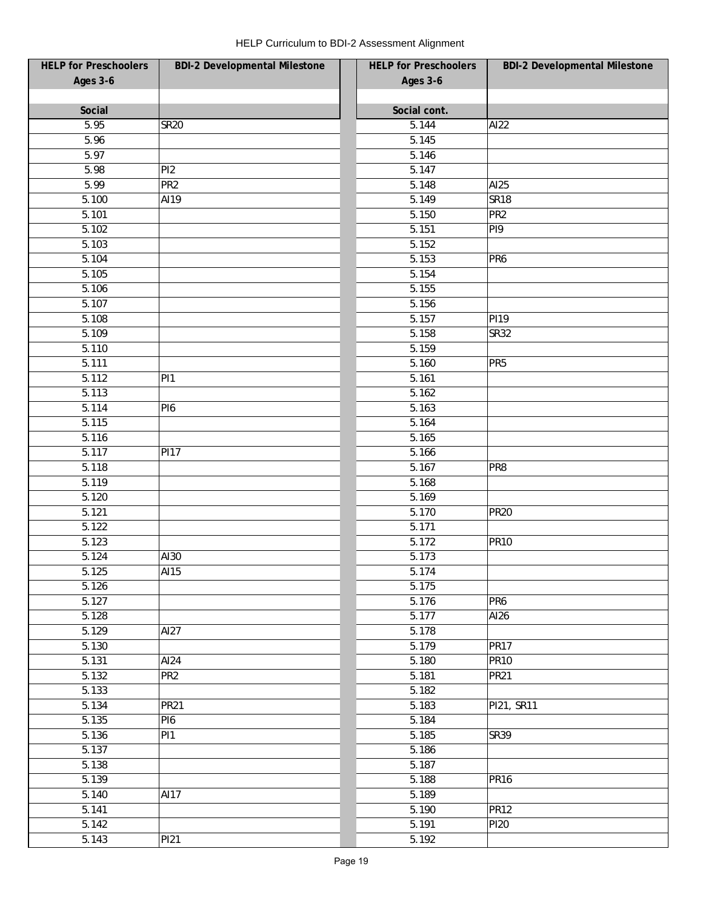HELP Curriculum to BDI-2 Assessment Alignment

| HELP for Preschoolers Ages 3-6 | BDI-2 Developmental Milestone | | HELP for Preschoolers Ages 3-6 | BDI-2 Developmental Milestone |
|---|---|---|---|---|
| | | | | |
| **Social** | | | **Social cont.** | |
| 5.95 | SR20 | | 5.144 | AI22 |
| 5.96 | | | 5.145 | |
| 5.97 | | | 5.146 | |
| 5.98 | PI2 | | 5.147 | |
| 5.99 | PR2 | | 5.148 | AI25 |
| 5.100 | AI19 | | 5.149 | SR18 |
| 5.101 | | | 5.150 | PR2 |
| 5.102 | | | 5.151 | PI9 |
| 5.103 | | | 5.152 | |
| 5.104 | | | 5.153 | PR6 |
| 5.105 | | | 5.154 | |
| 5.106 | | | 5.155 | |
| 5.107 | | | 5.156 | |
| 5.108 | | | 5.157 | PI19 |
| 5.109 | | | 5.158 | SR32 |
| 5.110 | | | 5.159 | |
| 5.111 | | | 5.160 | PR5 |
| 5.112 | PI1 | | 5.161 | |
| 5.113 | | | 5.162 | |
| 5.114 | PI6 | | 5.163 | |
| 5.115 | | | 5.164 | |
| 5.116 | | | 5.165 | |
| 5.117 | PI17 | | 5.166 | |
| 5.118 | | | 5.167 | PR8 |
| 5.119 | | | 5.168 | |
| 5.120 | | | 5.169 | |
| 5.121 | | | 5.170 | PR20 |
| 5.122 | | | 5.171 | |
| 5.123 | | | 5.172 | PR10 |
| 5.124 | AI30 | | 5.173 | |
| 5.125 | AI15 | | 5.174 | |
| 5.126 | | | 5.175 | |
| 5.127 | | | 5.176 | PR6 |
| 5.128 | | | 5.177 | AI26 |
| 5.129 | AI27 | | 5.178 | |
| 5.130 | | | 5.179 | PR17 |
| 5.131 | AI24 | | 5.180 | PR10 |
| 5.132 | PR2 | | 5.181 | PR21 |
| 5.133 | | | 5.182 | |
| 5.134 | PR21 | | 5.183 | PI21, SR11 |
| 5.135 | PI6 | | 5.184 | |
| 5.136 | PI1 | | 5.185 | SR39 |
| 5.137 | | | 5.186 | |
| 5.138 | | | 5.187 | |
| 5.139 | | | 5.188 | PR16 |
| 5.140 | AI17 | | 5.189 | |
| 5.141 | | | 5.190 | PR12 |
| 5.142 | | | 5.191 | PI20 |
| 5.143 | PI21 | | 5.192 | |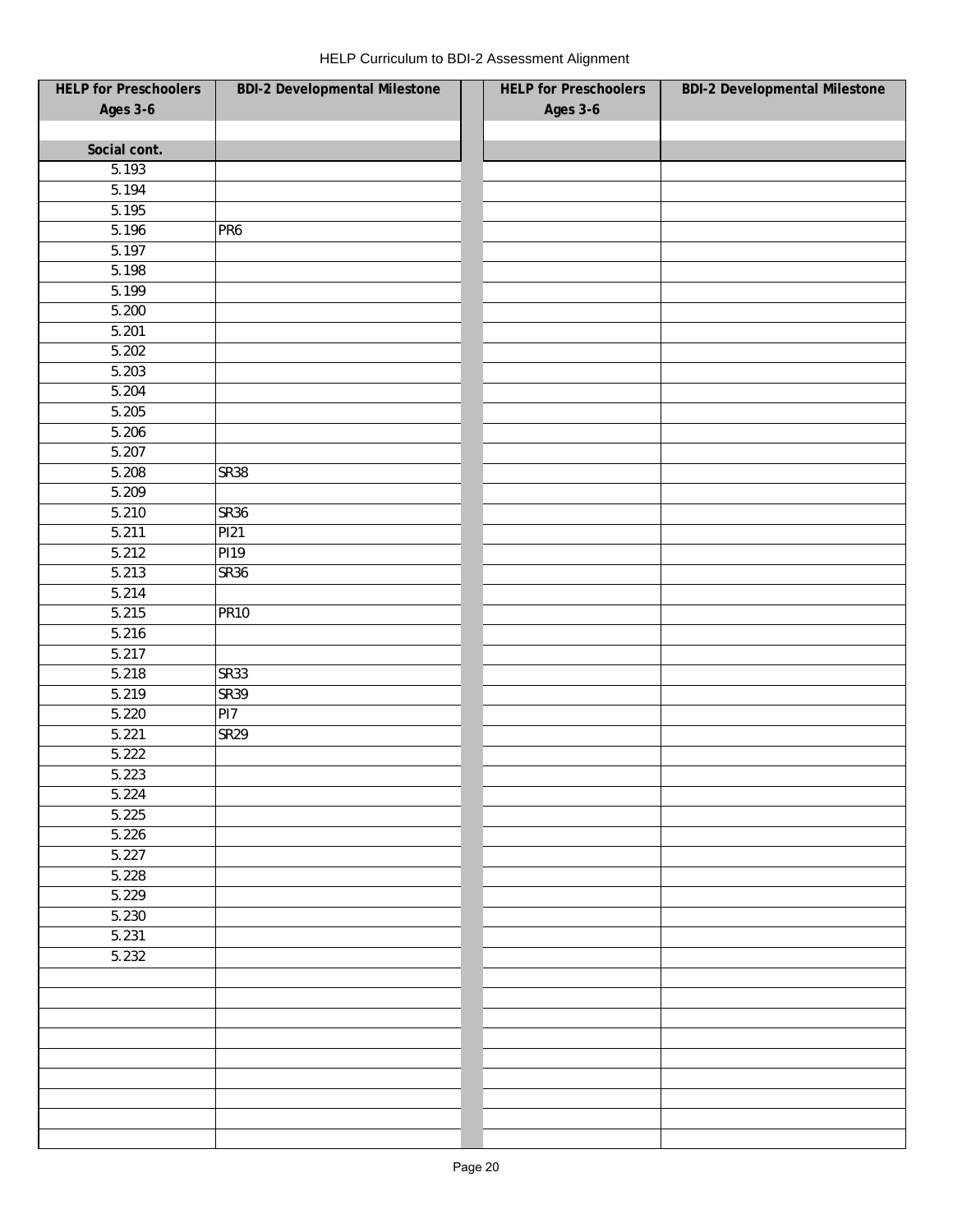HELP Curriculum to BDI-2 Assessment Alignment

| HELP for Preschoolers Ages 3-6 | BDI-2 Developmental Milestone | HELP for Preschoolers Ages 3-6 | BDI-2 Developmental Milestone |
|---|---|---|---|
| | | | |
| Social cont. | | | |
| 5.193 | | | |
| 5.194 | | | |
| 5.195 | | | |
| 5.196 | PR6 | | |
| 5.197 | | | |
| 5.198 | | | |
| 5.199 | | | |
| 5.200 | | | |
| 5.201 | | | |
| 5.202 | | | |
| 5.203 | | | |
| 5.204 | | | |
| 5.205 | | | |
| 5.206 | | | |
| 5.207 | | | |
| 5.208 | SR38 | | |
| 5.209 | | | |
| 5.210 | SR36 | | |
| 5.211 | PI21 | | |
| 5.212 | PI19 | | |
| 5.213 | SR36 | | |
| 5.214 | | | |
| 5.215 | PR10 | | |
| 5.216 | | | |
| 5.217 | | | |
| 5.218 | SR33 | | |
| 5.219 | SR39 | | |
| 5.220 | PI7 | | |
| 5.221 | SR29 | | |
| 5.222 | | | |
| 5.223 | | | |
| 5.224 | | | |
| 5.225 | | | |
| 5.226 | | | |
| 5.227 | | | |
| 5.228 | | | |
| 5.229 | | | |
| 5.230 | | | |
| 5.231 | | | |
| 5.232 | | | |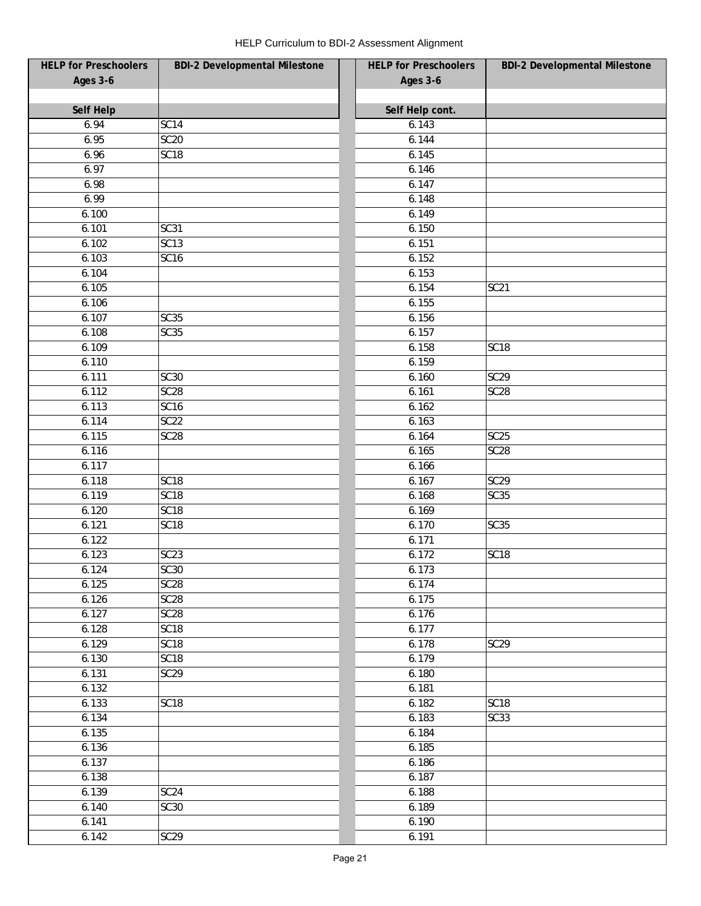HELP Curriculum to BDI-2 Assessment Alignment

| HELP for Preschoolers Ages 3-6 | BDI-2 Developmental Milestone | | HELP for Preschoolers Ages 3-6 | BDI-2 Developmental Milestone |
|---|---|---|---|---|
| | | | | |
| **Self Help** | | | **Self Help cont.** | |
| 6.94 | SC14 | | 6.143 | |
| 6.95 | SC20 | | 6.144 | |
| 6.96 | SC18 | | 6.145 | |
| 6.97 | | | 6.146 | |
| 6.98 | | | 6.147 | |
| 6.99 | | | 6.148 | |
| 6.100 | | | 6.149 | |
| 6.101 | SC31 | | 6.150 | |
| 6.102 | SC13 | | 6.151 | |
| 6.103 | SC16 | | 6.152 | |
| 6.104 | | | 6.153 | |
| 6.105 | | | 6.154 | SC21 |
| 6.106 | | | 6.155 | |
| 6.107 | SC35 | | 6.156 | |
| 6.108 | SC35 | | 6.157 | |
| 6.109 | | | 6.158 | SC18 |
| 6.110 | | | 6.159 | |
| 6.111 | SC30 | | 6.160 | SC29 |
| 6.112 | SC28 | | 6.161 | SC28 |
| 6.113 | SC16 | | 6.162 | |
| 6.114 | SC22 | | 6.163 | |
| 6.115 | SC28 | | 6.164 | SC25 |
| 6.116 | | | 6.165 | SC28 |
| 6.117 | | | 6.166 | |
| 6.118 | SC18 | | 6.167 | SC29 |
| 6.119 | SC18 | | 6.168 | SC35 |
| 6.120 | SC18 | | 6.169 | |
| 6.121 | SC18 | | 6.170 | SC35 |
| 6.122 | | | 6.171 | |
| 6.123 | SC23 | | 6.172 | SC18 |
| 6.124 | SC30 | | 6.173 | |
| 6.125 | SC28 | | 6.174 | |
| 6.126 | SC28 | | 6.175 | |
| 6.127 | SC28 | | 6.176 | |
| 6.128 | SC18 | | 6.177 | |
| 6.129 | SC18 | | 6.178 | SC29 |
| 6.130 | SC18 | | 6.179 | |
| 6.131 | SC29 | | 6.180 | |
| 6.132 | | | 6.181 | |
| 6.133 | SC18 | | 6.182 | SC18 |
| 6.134 | | | 6.183 | SC33 |
| 6.135 | | | 6.184 | |
| 6.136 | | | 6.185 | |
| 6.137 | | | 6.186 | |
| 6.138 | | | 6.187 | |
| 6.139 | SC24 | | 6.188 | |
| 6.140 | SC30 | | 6.189 | |
| 6.141 | | | 6.190 | |
| 6.142 | SC29 | | 6.191 | |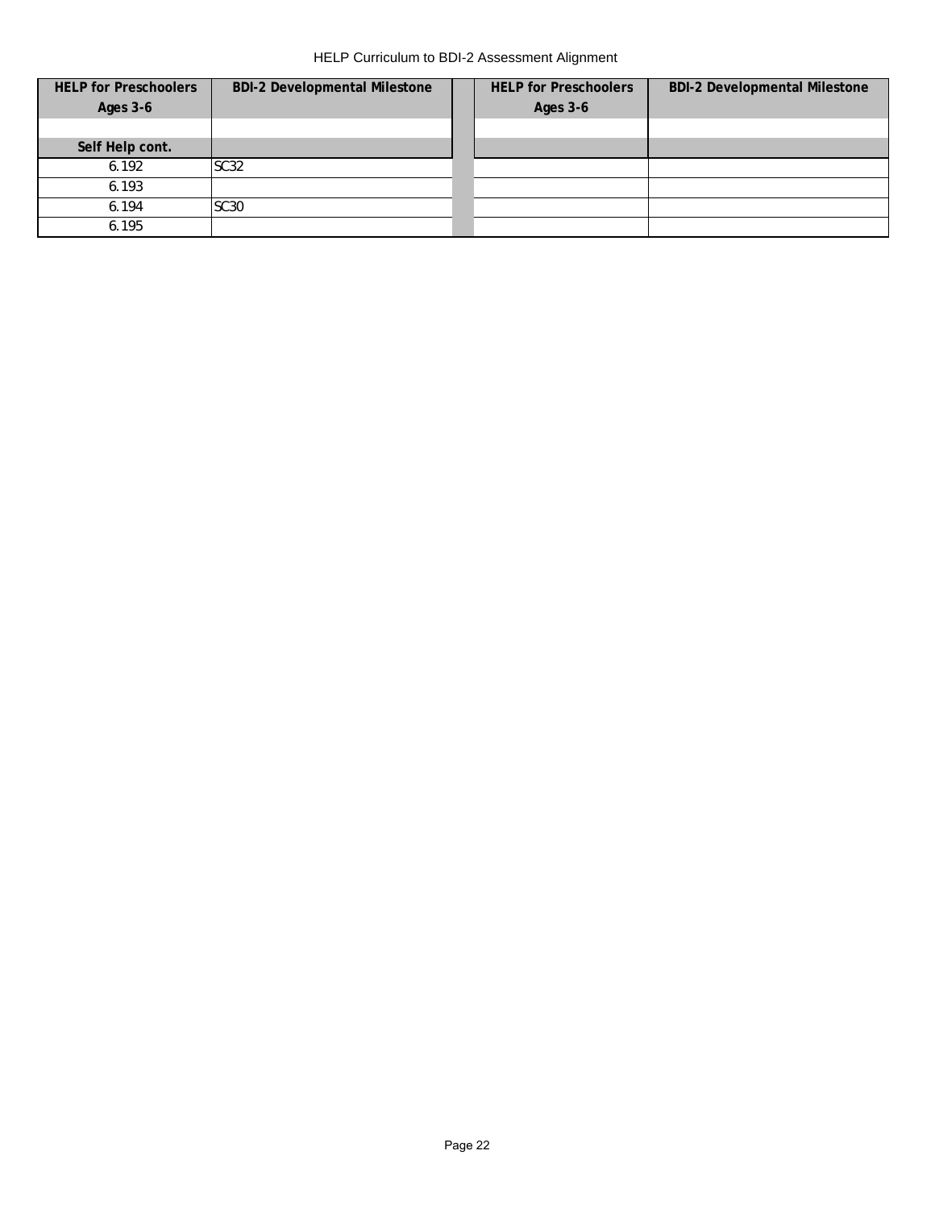| HELP for Preschoolers Ages 3-6 | BDI-2 Developmental Milestone | | HELP for Preschoolers Ages 3-6 | BDI-2 Developmental Milestone |
|---|---|---|---|---|
| | | | | |
| **Self Help cont.** | | | | |
| 6.192 | SC32 | | | |
| 6.193 | | | | |
| 6.194 | SC30 | | | |
| 6.195 | | | | |